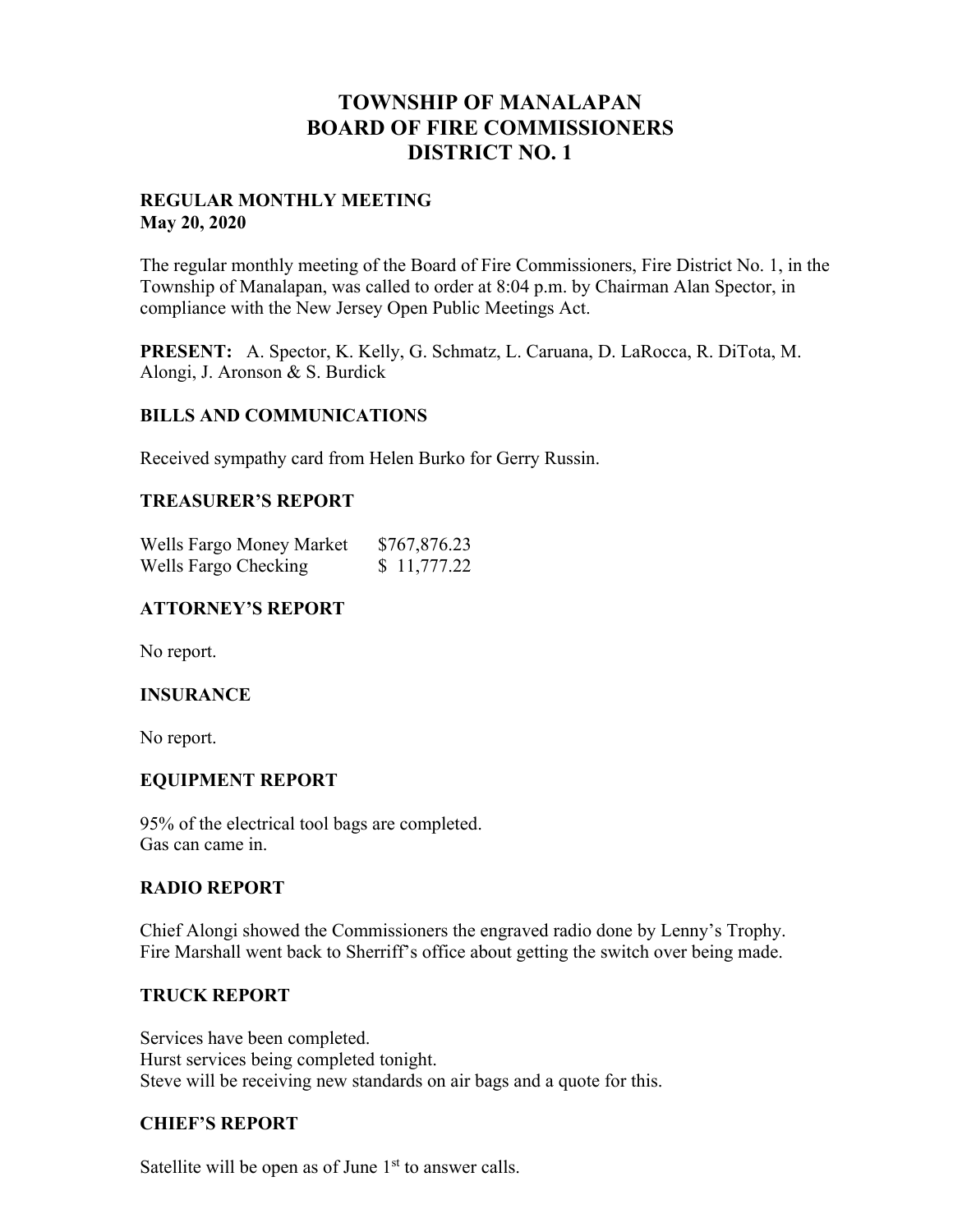# TOWNSHIP OF MANALAPAN
# BOARD OF FIRE COMMISSIONERS
# DISTRICT NO. 1

**REGULAR MONTHLY MEETING**
**May 20, 2020**

The regular monthly meeting of the Board of Fire Commissioners, Fire District No. 1, in the Township of Manalapan, was called to order at 8:04 p.m. by Chairman Alan Spector, in compliance with the New Jersey Open Public Meetings Act.

**PRESENT:** A. Spector, K. Kelly, G. Schmatz, L. Caruana, D. LaRocca, R. DiTota, M. Alongi, J. Aronson & S. Burdick

## BILLS AND COMMUNICATIONS

Received sympathy card from Helen Burko for Gerry Russin.

## TREASURER'S REPORT

| | |
|---|---|
| Wells Fargo Money Market | $767,876.23 |
| Wells Fargo Checking | $ 11,777.22 |

## ATTORNEY'S REPORT

No report.

## INSURANCE

No report.

## EQUIPMENT REPORT

95% of the electrical tool bags are completed.
Gas can came in.

## RADIO REPORT

Chief Alongi showed the Commissioners the engraved radio done by Lenny's Trophy.
Fire Marshall went back to Sherriff's office about getting the switch over being made.

## TRUCK REPORT

Services have been completed.
Hurst services being completed tonight.
Steve will be receiving new standards on air bags and a quote for this.

## CHIEF'S REPORT

Satellite will be open as of June 1st to answer calls.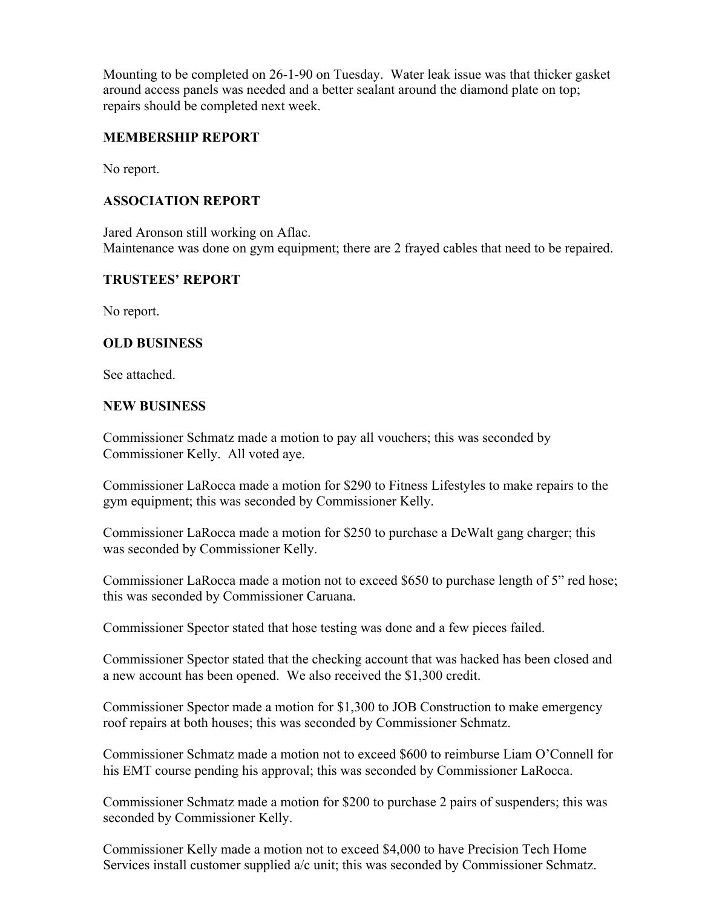Mounting to be completed on 26-1-90 on Tuesday.  Water leak issue was that thicker gasket around access panels was needed and a better sealant around the diamond plate on top; repairs should be completed next week.

## MEMBERSHIP REPORT

No report.

## ASSOCIATION REPORT

Jared Aronson still working on Aflac.
Maintenance was done on gym equipment; there are 2 frayed cables that need to be repaired.

## TRUSTEES' REPORT

No report.

## OLD BUSINESS

See attached.

## NEW BUSINESS

Commissioner Schmatz made a motion to pay all vouchers; this was seconded by Commissioner Kelly.  All voted aye.

Commissioner LaRocca made a motion for $290 to Fitness Lifestyles to make repairs to the gym equipment; this was seconded by Commissioner Kelly.

Commissioner LaRocca made a motion for $250 to purchase a DeWalt gang charger; this was seconded by Commissioner Kelly.

Commissioner LaRocca made a motion not to exceed $650 to purchase length of 5" red hose; this was seconded by Commissioner Caruana.

Commissioner Spector stated that hose testing was done and a few pieces failed.

Commissioner Spector stated that the checking account that was hacked has been closed and a new account has been opened.  We also received the $1,300 credit.

Commissioner Spector made a motion for $1,300 to JOB Construction to make emergency roof repairs at both houses; this was seconded by Commissioner Schmatz.

Commissioner Schmatz made a motion not to exceed $600 to reimburse Liam O'Connell for his EMT course pending his approval; this was seconded by Commissioner LaRocca.

Commissioner Schmatz made a motion for $200 to purchase 2 pairs of suspenders; this was seconded by Commissioner Kelly.

Commissioner Kelly made a motion not to exceed $4,000 to have Precision Tech Home Services install customer supplied a/c unit; this was seconded by Commissioner Schmatz.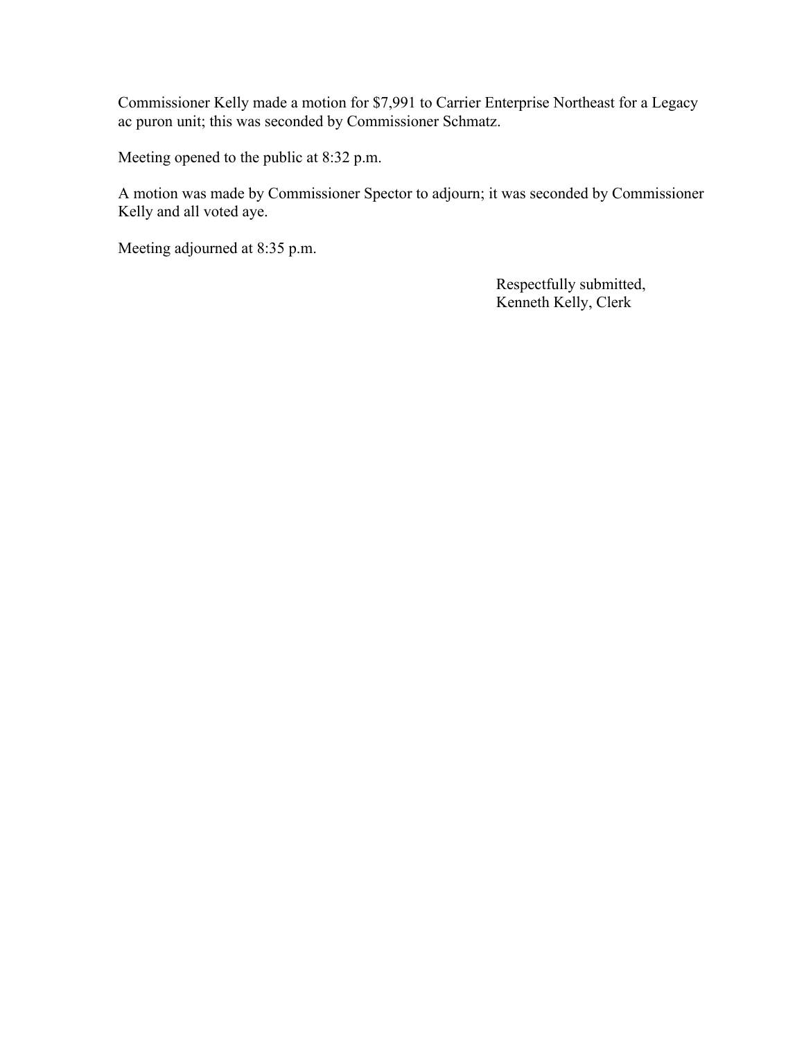Commissioner Kelly made a motion for $7,991 to Carrier Enterprise Northeast for a Legacy ac puron unit; this was seconded by Commissioner Schmatz.

Meeting opened to the public at 8:32 p.m.

A motion was made by Commissioner Spector to adjourn; it was seconded by Commissioner Kelly and all voted aye.

Meeting adjourned at 8:35 p.m.

Respectfully submitted,
Kenneth Kelly, Clerk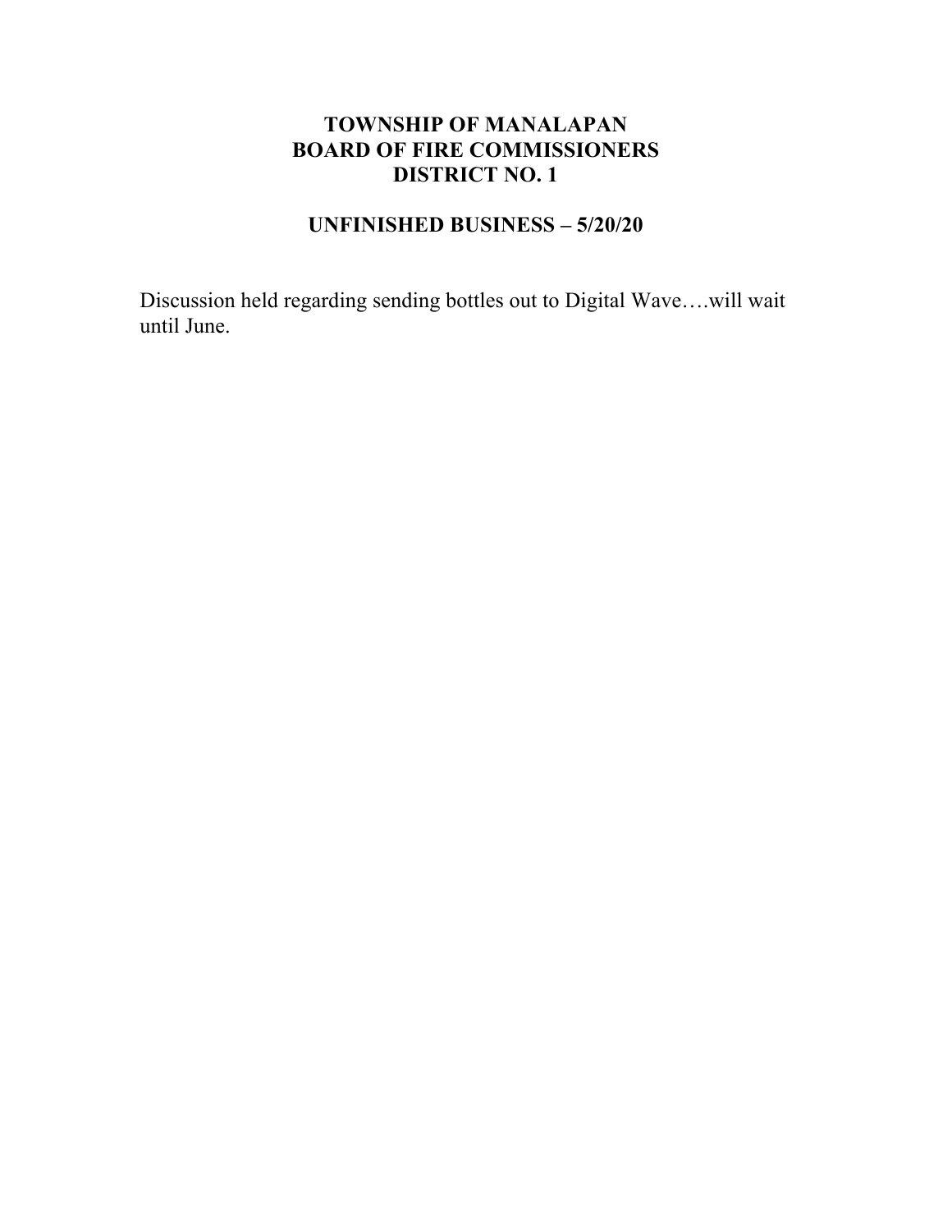# TOWNSHIP OF MANALAPAN
# BOARD OF FIRE COMMISSIONERS
# DISTRICT NO. 1

## UNFINISHED BUSINESS – 5/20/20

Discussion held regarding sending bottles out to Digital Wave….will wait until June.